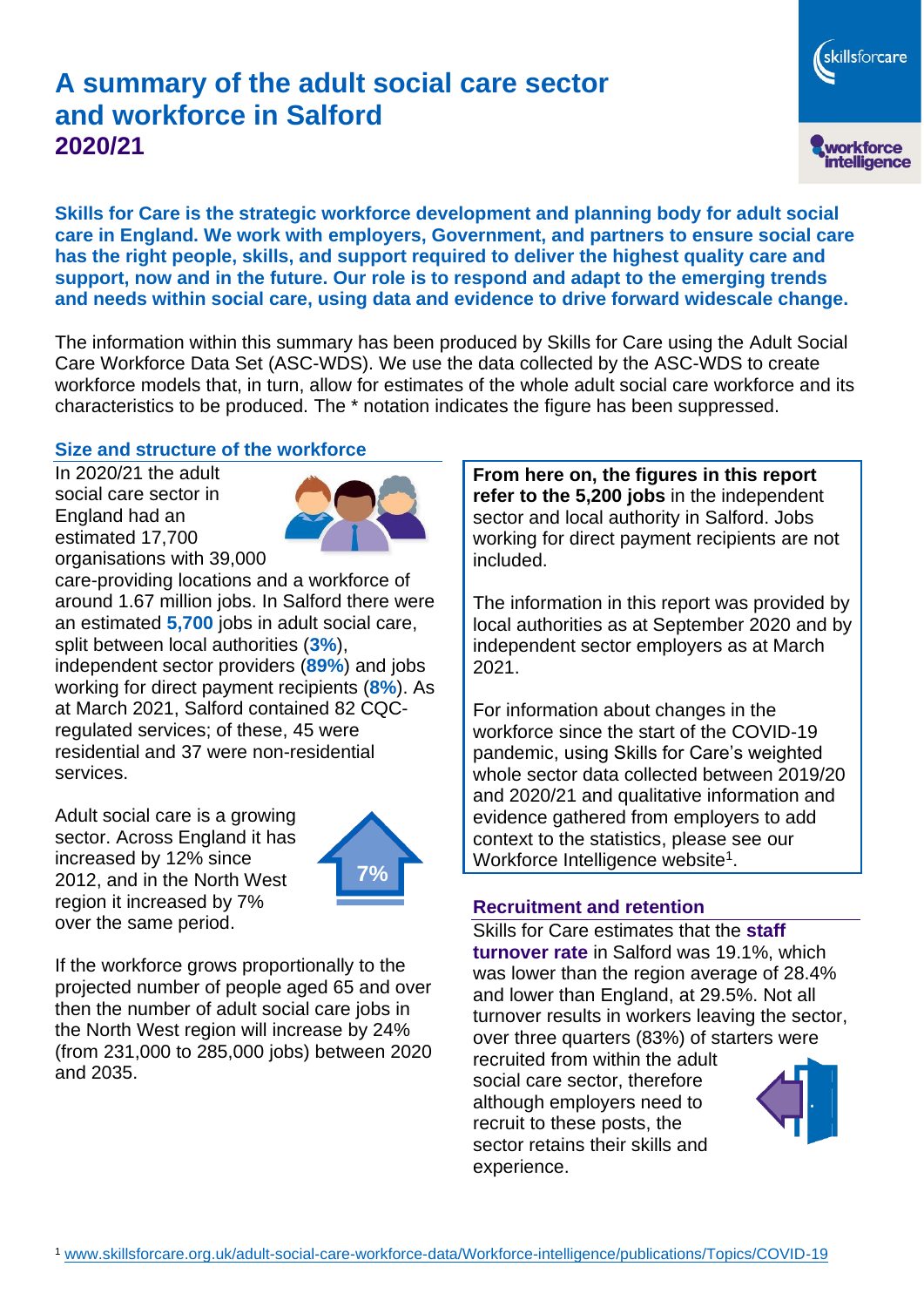# A summary of the adult social care sector and workforce in Salford
## 2020/21

**Skills for Care is the strategic workforce development and planning body for adult social care in England. We work with employers, Government, and partners to ensure social care has the right people, skills, and support required to deliver the highest quality care and support, now and in the future. Our role is to respond and adapt to the emerging trends and needs within social care, using data and evidence to drive forward widescale change.**

The information within this summary has been produced by Skills for Care using the Adult Social Care Workforce Data Set (ASC-WDS). We use the data collected by the ASC-WDS to create workforce models that, in turn, allow for estimates of the whole adult social care workforce and its characteristics to be produced. The * notation indicates the figure has been suppressed.

### Size and structure of the workforce

In 2020/21 the adult social care sector in England had an estimated 17,700 organisations with 39,000 care-providing locations and a workforce of around 1.67 million jobs. In Salford there were an estimated **5,700** jobs in adult social care, split between local authorities (**3%**), independent sector providers (**89%**) and jobs working for direct payment recipients (**8%**). As at March 2021, Salford contained 82 CQC-regulated services; of these, 45 were residential and 37 were non-residential services.

Adult social care is a growing sector. Across England it has increased by 12% since 2012, and in the North West region it increased by 7% over the same period.

7%

If the workforce grows proportionally to the projected number of people aged 65 and over then the number of adult social care jobs in the North West region will increase by 24% (from 231,000 to 285,000 jobs) between 2020 and 2035.

**From here on, the figures in this report refer to the 5,200 jobs** in the independent sector and local authority in Salford. Jobs working for direct payment recipients are not included.

The information in this report was provided by local authorities as at September 2020 and by independent sector employers as at March 2021.

For information about changes in the workforce since the start of the COVID-19 pandemic, using Skills for Care's weighted whole sector data collected between 2019/20 and 2020/21 and qualitative information and evidence gathered from employers to add context to the statistics, please see our Workforce Intelligence website[1].

### Recruitment and retention

Skills for Care estimates that the **staff turnover rate** in Salford was 19.1%, which was lower than the region average of 28.4% and lower than England, at 29.5%. Not all turnover results in workers leaving the sector, over three quarters (83%) of starters were recruited from within the adult social care sector, therefore although employers need to recruit to these posts, the sector retains their skills and experience.

[1] www.skillsforcare.org.uk/adult-social-care-workforce-data/Workforce-intelligence/publications/Topics/COVID-19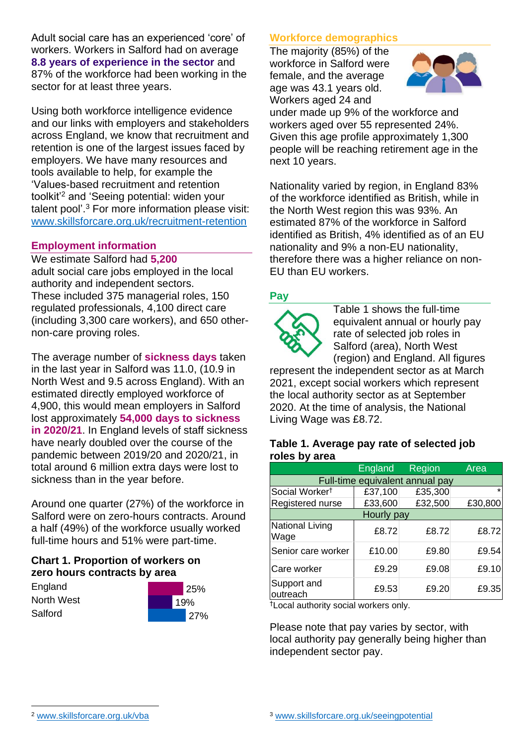Adult social care has an experienced 'core' of workers. Workers in Salford had on average **8.8 years of experience in the sector** and 87% of the workforce had been working in the sector for at least three years.

Using both workforce intelligence evidence and our links with employers and stakeholders across England, we know that recruitment and retention is one of the largest issues faced by employers. We have many resources and tools available to help, for example the 'Values-based recruitment and retention toolkit'[2] and 'Seeing potential: widen your talent pool'.[3] For more information please visit: www.skillsforcare.org.uk/recruitment-retention

## Employment information

We estimate Salford had **5,200** adult social care jobs employed in the local authority and independent sectors. These included 375 managerial roles, 150 regulated professionals, 4,100 direct care (including 3,300 care workers), and 650 other-non-care proving roles.

The average number of **sickness days** taken in the last year in Salford was 11.0, (10.9 in North West and 9.5 across England). With an estimated directly employed workforce of 4,900, this would mean employers in Salford lost approximately **54,000 days to sickness in 2020/21**. In England levels of staff sickness have nearly doubled over the course of the pandemic between 2019/20 and 2020/21, in total around 6 million extra days were lost to sickness than in the year before.

Around one quarter (27%) of the workforce in Salford were on zero-hours contracts. Around a half (49%) of the workforce usually worked full-time hours and 51% were part-time.

### Chart 1. Proportion of workers on zero hours contracts by area

England 25%
North West 19%
Salford 27%

## Workforce demographics

The majority (85%) of the workforce in Salford were female, and the average age was 43.1 years old. Workers aged 24 and under made up 9% of the workforce and workers aged over 55 represented 24%. Given this age profile approximately 1,300 people will be reaching retirement age in the next 10 years.

Nationality varied by region, in England 83% of the workforce identified as British, while in the North West region this was 93%. An estimated 87% of the workforce in Salford identified as British, 4% identified as of an EU nationality and 9% a non-EU nationality, therefore there was a higher reliance on non-EU than EU workers.

## Pay

Table 1 shows the full-time equivalent annual or hourly pay rate of selected job roles in Salford (area), North West (region) and England. All figures represent the independent sector as at March 2021, except social workers which represent the local authority sector as at September 2020. At the time of analysis, the National Living Wage was £8.72.

### Table 1. Average pay rate of selected job roles by area

| | England | Region | Area |
|---|---|---|---|
| **Full-time equivalent annual pay** | | | |
| Social Worker† | £37,100 | £35,300 | * |
| Registered nurse | £33,600 | £32,500 | £30,800 |
| **Hourly pay** | | | |
| National Living Wage | £8.72 | £8.72 | £8.72 |
| Senior care worker | £10.00 | £9.80 | £9.54 |
| Care worker | £9.29 | £9.08 | £9.10 |
| Support and outreach | £9.53 | £9.20 | £9.35 |

†Local authority social workers only.

Please note that pay varies by sector, with local authority pay generally being higher than independent sector pay.

[2] www.skillsforcare.org.uk/vba

[3] www.skillsforcare.org.uk/seeingpotential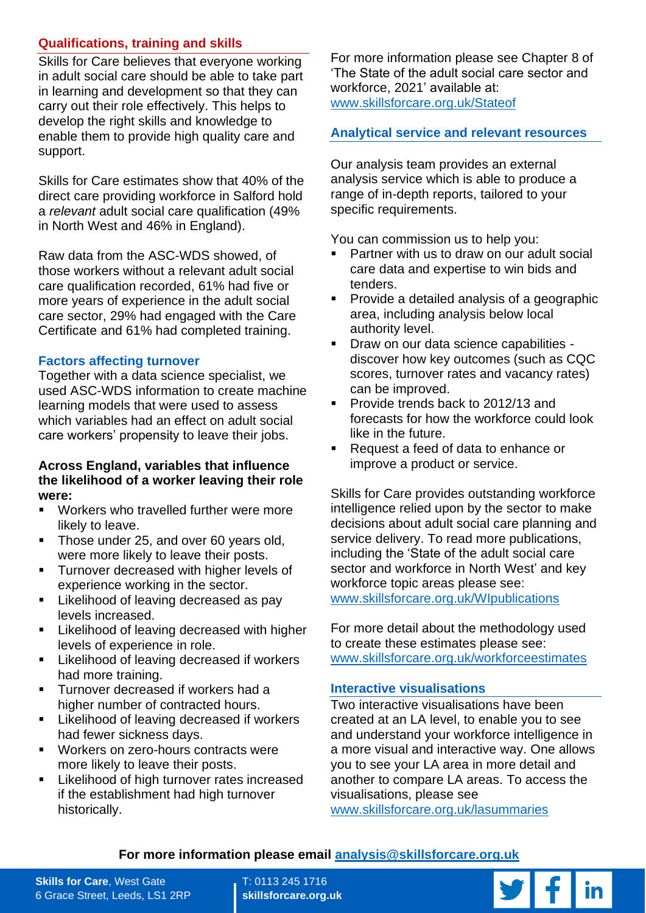## Qualifications, training and skills

Skills for Care believes that everyone working in adult social care should be able to take part in learning and development so that they can carry out their role effectively. This helps to develop the right skills and knowledge to enable them to provide high quality care and support.

Skills for Care estimates show that 40% of the direct care providing workforce in Salford hold a *relevant* adult social care qualification (49% in North West and 46% in England).

Raw data from the ASC-WDS showed, of those workers without a relevant adult social care qualification recorded, 61% had five or more years of experience in the adult social care sector, 29% had engaged with the Care Certificate and 61% had completed training.

## Factors affecting turnover

Together with a data science specialist, we used ASC-WDS information to create machine learning models that were used to assess which variables had an effect on adult social care workers' propensity to leave their jobs.

**Across England, variables that influence the likelihood of a worker leaving their role were:**

- Workers who travelled further were more likely to leave.
- Those under 25, and over 60 years old, were more likely to leave their posts.
- Turnover decreased with higher levels of experience working in the sector.
- Likelihood of leaving decreased as pay levels increased.
- Likelihood of leaving decreased with higher levels of experience in role.
- Likelihood of leaving decreased if workers had more training.
- Turnover decreased if workers had a higher number of contracted hours.
- Likelihood of leaving decreased if workers had fewer sickness days.
- Workers on zero-hours contracts were more likely to leave their posts.
- Likelihood of high turnover rates increased if the establishment had high turnover historically.

For more information please see Chapter 8 of 'The State of the adult social care sector and workforce, 2021' available at: [www.skillsforcare.org.uk/Stateof](www.skillsforcare.org.uk/Stateof)

## Analytical service and relevant resources

Our analysis team provides an external analysis service which is able to produce a range of in-depth reports, tailored to your specific requirements.

You can commission us to help you:

- Partner with us to draw on our adult social care data and expertise to win bids and tenders.
- Provide a detailed analysis of a geographic area, including analysis below local authority level.
- Draw on our data science capabilities - discover how key outcomes (such as CQC scores, turnover rates and vacancy rates) can be improved.
- Provide trends back to 2012/13 and forecasts for how the workforce could look like in the future.
- Request a feed of data to enhance or improve a product or service.

Skills for Care provides outstanding workforce intelligence relied upon by the sector to make decisions about adult social care planning and service delivery. To read more publications, including the 'State of the adult social care sector and workforce in North West' and key workforce topic areas please see: [www.skillsforcare.org.uk/WIpublications](www.skillsforcare.org.uk/WIpublications)

For more detail about the methodology used to create these estimates please see: [www.skillsforcare.org.uk/workforceestimates](www.skillsforcare.org.uk/workforceestimates)

## Interactive visualisations

Two interactive visualisations have been created at an LA level, to enable you to see and understand your workforce intelligence in a more visual and interactive way. One allows you to see your LA area in more detail and another to compare LA areas. To access the visualisations, please see [www.skillsforcare.org.uk/lasummaries](www.skillsforcare.org.uk/lasummaries)

**For more information please email [analysis@skillsforcare.org.uk](mailto:analysis@skillsforcare.org.uk)**

**Skills for Care**, West Gate
6 Grace Street, Leeds, LS1 2RP

T: 0113 245 1716
**skillsforcare.org.uk**